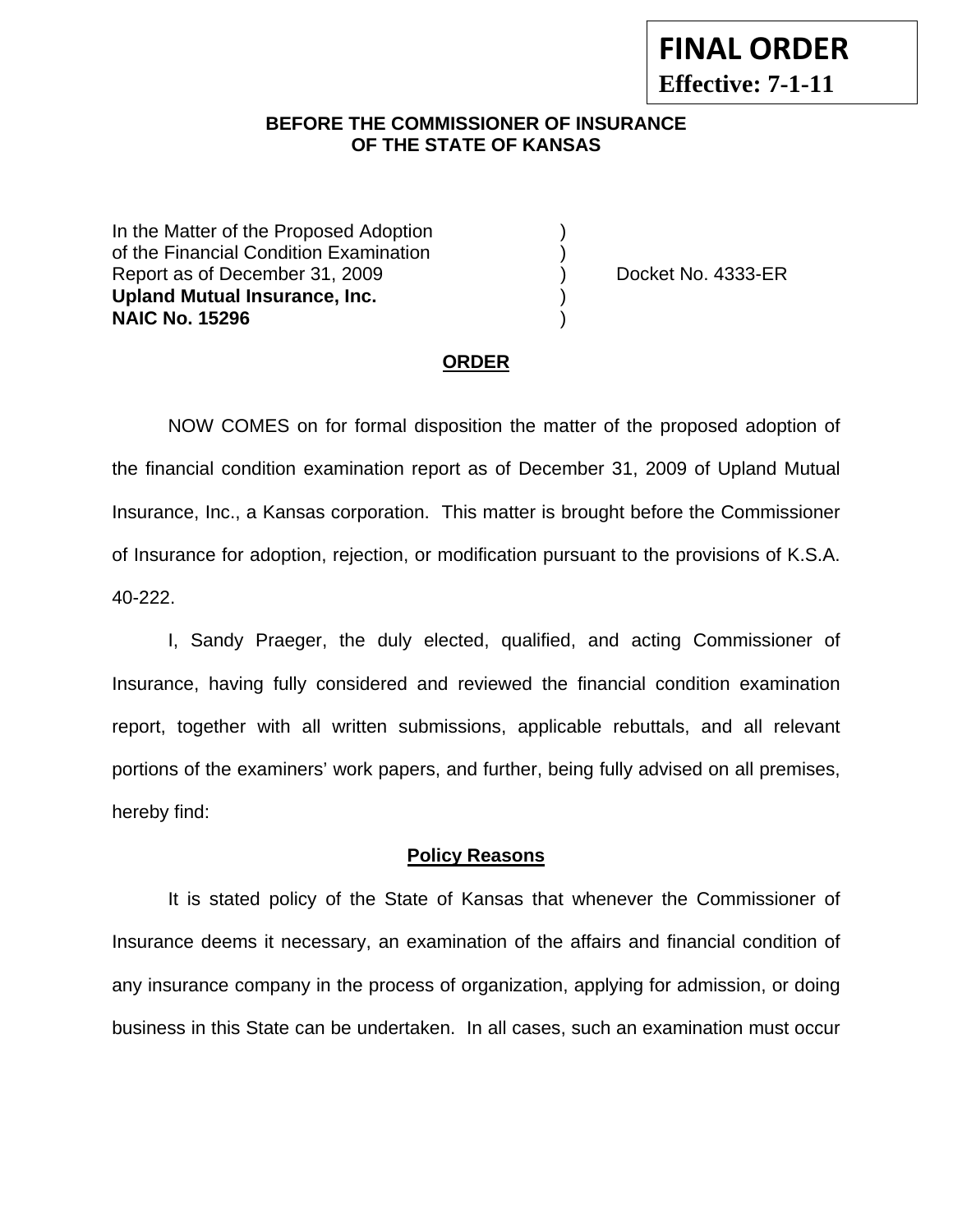**FINAL ORDER**
**Effective: 7-1-11**

**BEFORE THE COMMISSIONER OF INSURANCE**
**OF THE STATE OF KANSAS**

| | | |
|---|---|---|
| In the Matter of the Proposed Adoption | ) | |
| of the Financial Condition Examination | ) | |
| Report as of December 31, 2009 | ) | Docket No. 4333-ER |
| **Upland Mutual Insurance, Inc.** | ) | |
| **NAIC No. 15296** | ) | |

## ORDER

NOW COMES on for formal disposition the matter of the proposed adoption of the financial condition examination report as of December 31, 2009 of Upland Mutual Insurance, Inc., a Kansas corporation. This matter is brought before the Commissioner of Insurance for adoption, rejection, or modification pursuant to the provisions of K.S.A. 40-222.

I, Sandy Praeger, the duly elected, qualified, and acting Commissioner of Insurance, having fully considered and reviewed the financial condition examination report, together with all written submissions, applicable rebuttals, and all relevant portions of the examiners' work papers, and further, being fully advised on all premises, hereby find:

### Policy Reasons

It is stated policy of the State of Kansas that whenever the Commissioner of Insurance deems it necessary, an examination of the affairs and financial condition of any insurance company in the process of organization, applying for admission, or doing business in this State can be undertaken. In all cases, such an examination must occur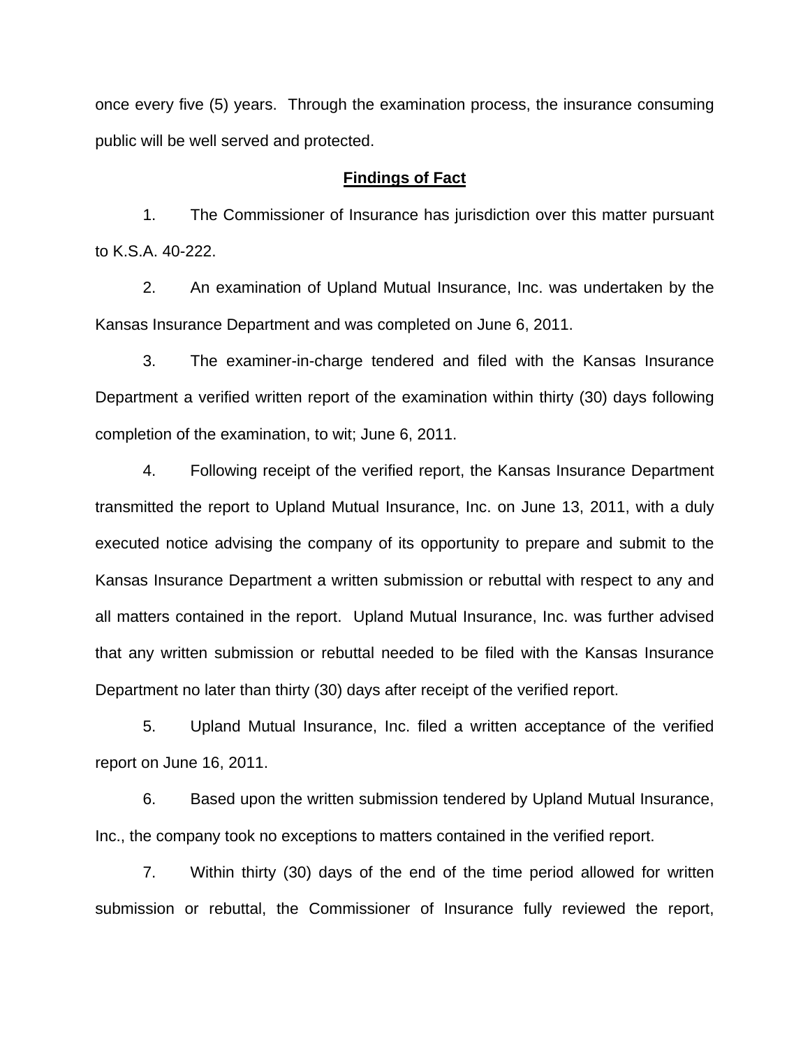once every five (5) years. Through the examination process, the insurance consuming public will be well served and protected.

## Findings of Fact

1. The Commissioner of Insurance has jurisdiction over this matter pursuant to K.S.A. 40-222.

2. An examination of Upland Mutual Insurance, Inc. was undertaken by the Kansas Insurance Department and was completed on June 6, 2011.

3. The examiner-in-charge tendered and filed with the Kansas Insurance Department a verified written report of the examination within thirty (30) days following completion of the examination, to wit; June 6, 2011.

4. Following receipt of the verified report, the Kansas Insurance Department transmitted the report to Upland Mutual Insurance, Inc. on June 13, 2011, with a duly executed notice advising the company of its opportunity to prepare and submit to the Kansas Insurance Department a written submission or rebuttal with respect to any and all matters contained in the report. Upland Mutual Insurance, Inc. was further advised that any written submission or rebuttal needed to be filed with the Kansas Insurance Department no later than thirty (30) days after receipt of the verified report.

5. Upland Mutual Insurance, Inc. filed a written acceptance of the verified report on June 16, 2011.

6. Based upon the written submission tendered by Upland Mutual Insurance, Inc., the company took no exceptions to matters contained in the verified report.

7. Within thirty (30) days of the end of the time period allowed for written submission or rebuttal, the Commissioner of Insurance fully reviewed the report,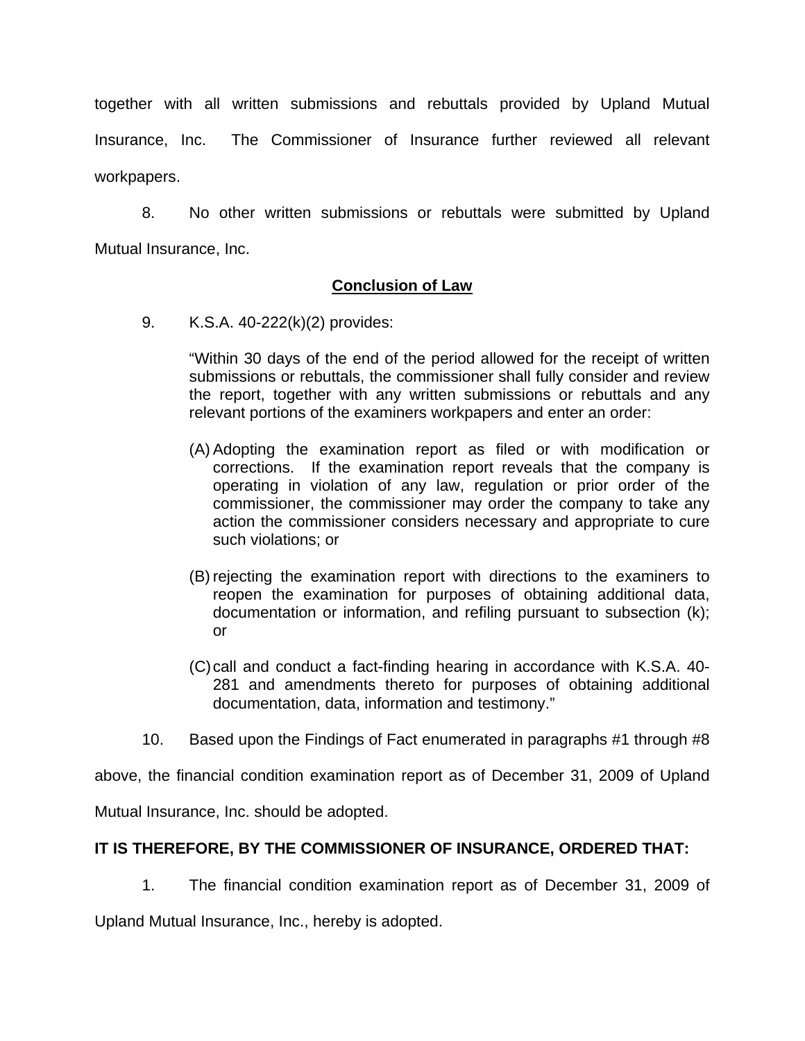together with all written submissions and rebuttals provided by Upland Mutual Insurance, Inc. The Commissioner of Insurance further reviewed all relevant workpapers.

8. No other written submissions or rebuttals were submitted by Upland Mutual Insurance, Inc.

## Conclusion of Law

9. K.S.A. 40-222(k)(2) provides:

> "Within 30 days of the end of the period allowed for the receipt of written submissions or rebuttals, the commissioner shall fully consider and review the report, together with any written submissions or rebuttals and any relevant portions of the examiners workpapers and enter an order:
>
> (A) Adopting the examination report as filed or with modification or corrections. If the examination report reveals that the company is operating in violation of any law, regulation or prior order of the commissioner, the commissioner may order the company to take any action the commissioner considers necessary and appropriate to cure such violations; or
>
> (B) rejecting the examination report with directions to the examiners to reopen the examination for purposes of obtaining additional data, documentation or information, and refiling pursuant to subsection (k); or
>
> (C) call and conduct a fact-finding hearing in accordance with K.S.A. 40-281 and amendments thereto for purposes of obtaining additional documentation, data, information and testimony."

10. Based upon the Findings of Fact enumerated in paragraphs #1 through #8 above, the financial condition examination report as of December 31, 2009 of Upland Mutual Insurance, Inc. should be adopted.

**IT IS THEREFORE, BY THE COMMISSIONER OF INSURANCE, ORDERED THAT:**

1. The financial condition examination report as of December 31, 2009 of Upland Mutual Insurance, Inc., hereby is adopted.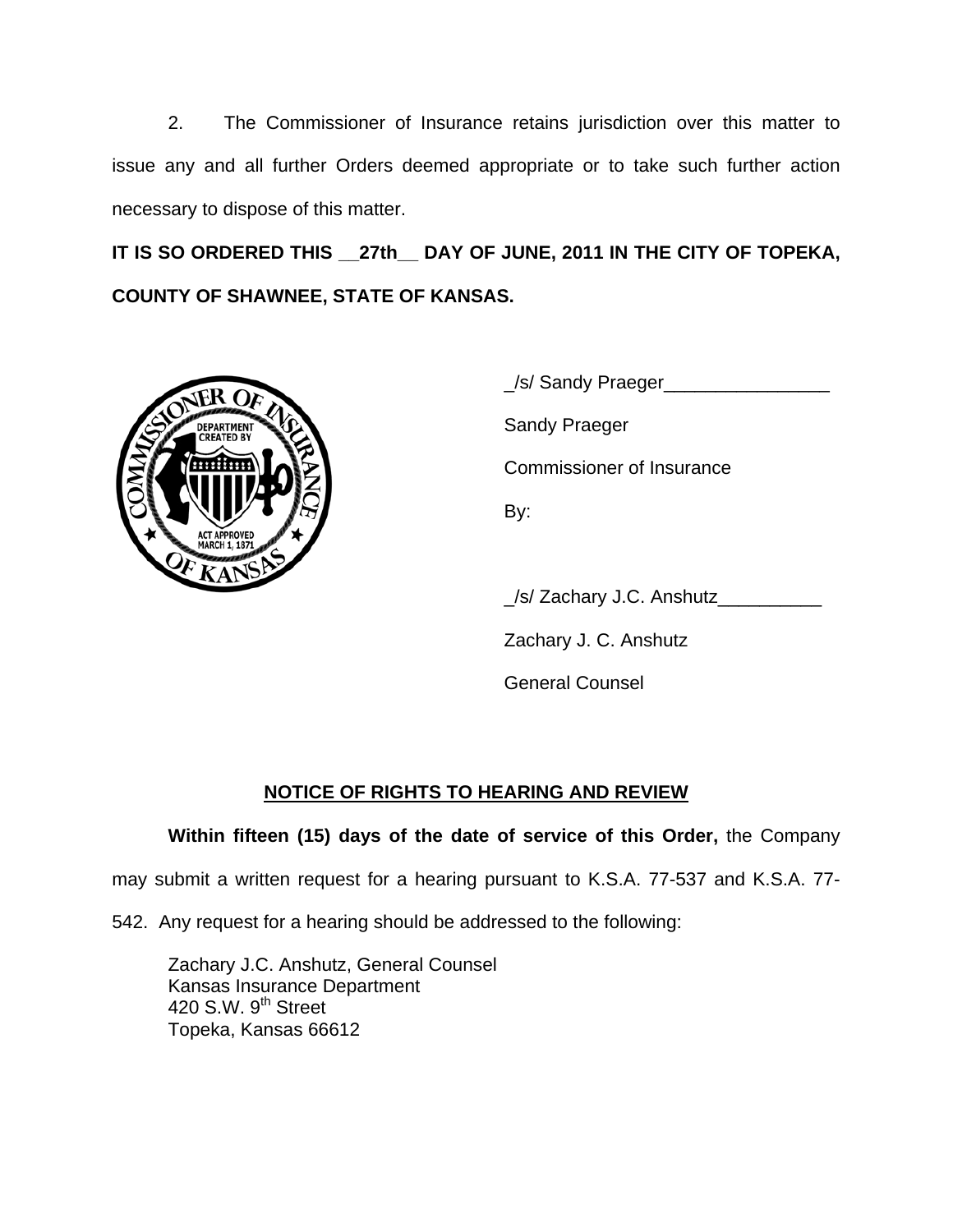2. The Commissioner of Insurance retains jurisdiction over this matter to issue any and all further Orders deemed appropriate or to take such further action necessary to dispose of this matter.

**IT IS SO ORDERED THIS __27th__ DAY OF JUNE, 2011 IN THE CITY OF TOPEKA, COUNTY OF SHAWNEE, STATE OF KANSAS.**

_/s/ Sandy Praeger________________

Sandy Praeger

Commissioner of Insurance

By:

_/s/ Zachary J.C. Anshutz__________

Zachary J. C. Anshutz

General Counsel

## NOTICE OF RIGHTS TO HEARING AND REVIEW

**Within fifteen (15) days of the date of service of this Order,** the Company may submit a written request for a hearing pursuant to K.S.A. 77-537 and K.S.A. 77-542. Any request for a hearing should be addressed to the following:

Zachary J.C. Anshutz, General Counsel
Kansas Insurance Department
420 S.W. 9th Street
Topeka, Kansas 66612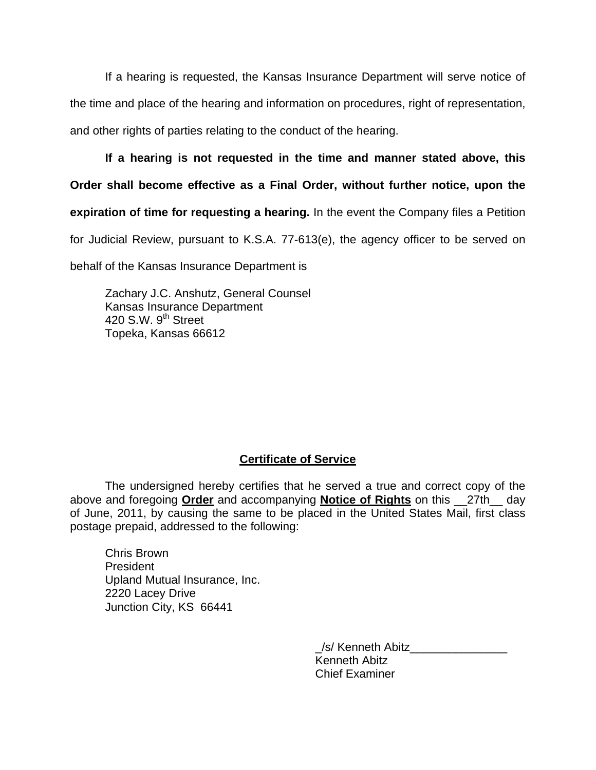If a hearing is requested, the Kansas Insurance Department will serve notice of the time and place of the hearing and information on procedures, right of representation, and other rights of parties relating to the conduct of the hearing.

**If a hearing is not requested in the time and manner stated above, this Order shall become effective as a Final Order, without further notice, upon the expiration of time for requesting a hearing.** In the event the Company files a Petition for Judicial Review, pursuant to K.S.A. 77-613(e), the agency officer to be served on behalf of the Kansas Insurance Department is

Zachary J.C. Anshutz, General Counsel
Kansas Insurance Department
420 S.W. 9th Street
Topeka, Kansas 66612

## Certificate of Service

The undersigned hereby certifies that he served a true and correct copy of the above and foregoing **Order** and accompanying **Notice of Rights** on this __27th__ day of June, 2011, by causing the same to be placed in the United States Mail, first class postage prepaid, addressed to the following:

Chris Brown
President
Upland Mutual Insurance, Inc.
2220 Lacey Drive
Junction City, KS 66441

_/s/ Kenneth Abitz_______________
Kenneth Abitz
Chief Examiner